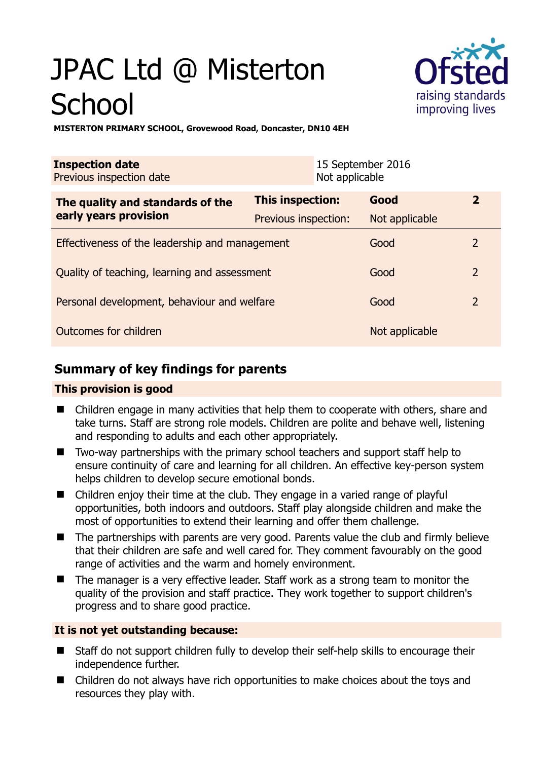# JPAC Ltd @ Misterton School

**MISTERTON PRIMARY SCHOOL, Grovewood Road, Doncaster, DN10 4EH**

| **Inspection date**<br>Previous inspection date | 15 September 2016<br>Not applicable |
|---|---|

| **The quality and standards of the early years provision** | **This inspection:** | **Good** | **2** |
|---|---|---|---|
| | Previous inspection: | Not applicable | |
| Effectiveness of the leadership and management | | Good | 2 |
| Quality of teaching, learning and assessment | | Good | 2 |
| Personal development, behaviour and welfare | | Good | 2 |
| Outcomes for children | | Not applicable | |

## Summary of key findings for parents

**This provision is good**

- Children engage in many activities that help them to cooperate with others, share and take turns. Staff are strong role models. Children are polite and behave well, listening and responding to adults and each other appropriately.
- Two-way partnerships with the primary school teachers and support staff help to ensure continuity of care and learning for all children. An effective key-person system helps children to develop secure emotional bonds.
- Children enjoy their time at the club. They engage in a varied range of playful opportunities, both indoors and outdoors. Staff play alongside children and make the most of opportunities to extend their learning and offer them challenge.
- The partnerships with parents are very good. Parents value the club and firmly believe that their children are safe and well cared for. They comment favourably on the good range of activities and the warm and homely environment.
- The manager is a very effective leader. Staff work as a strong team to monitor the quality of the provision and staff practice. They work together to support children's progress and to share good practice.

**It is not yet outstanding because:**

- Staff do not support children fully to develop their self-help skills to encourage their independence further.
- Children do not always have rich opportunities to make choices about the toys and resources they play with.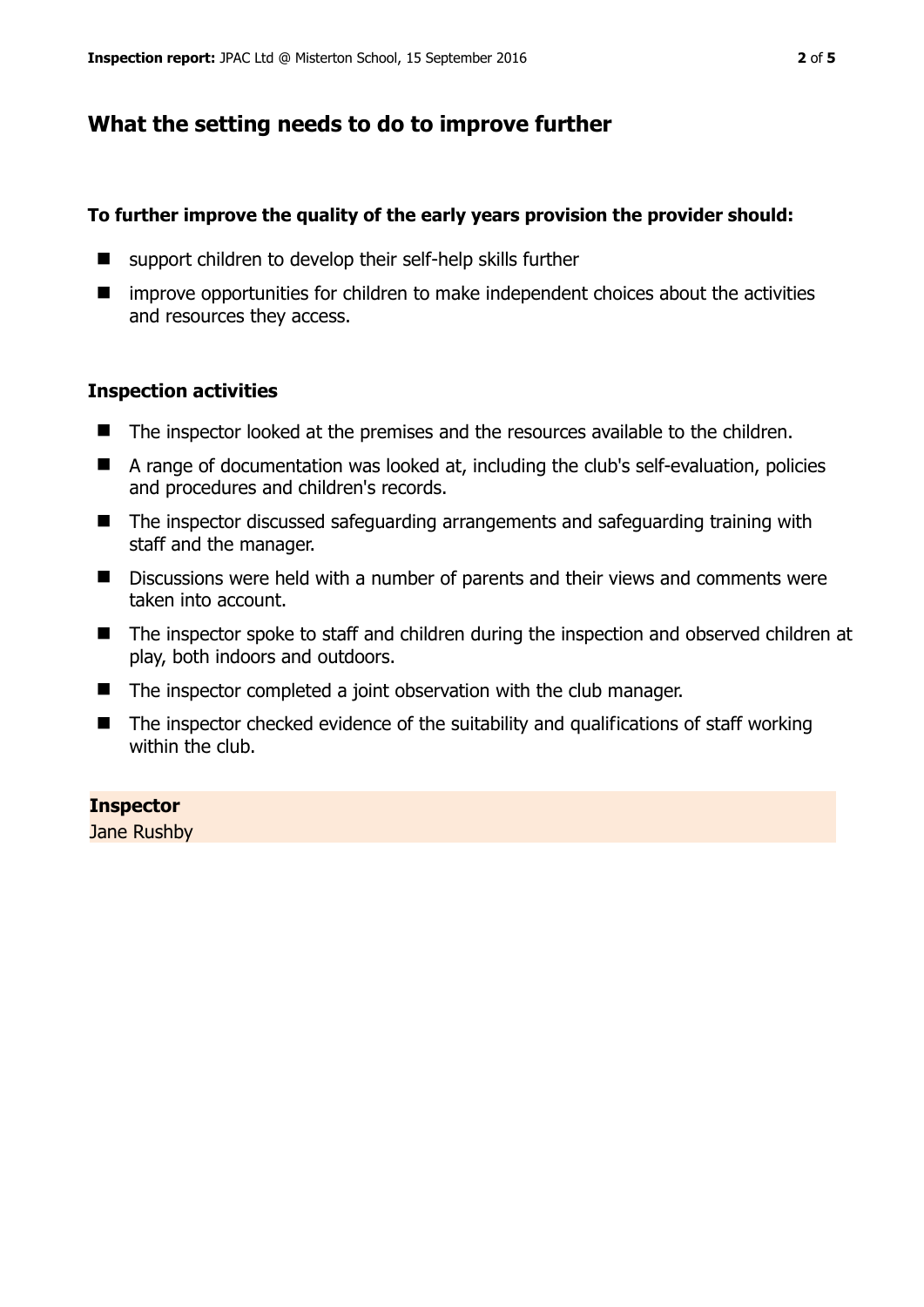## What the setting needs to do to improve further

**To further improve the quality of the early years provision the provider should:**

- support children to develop their self-help skills further
- improve opportunities for children to make independent choices about the activities and resources they access.

### Inspection activities

- The inspector looked at the premises and the resources available to the children.
- A range of documentation was looked at, including the club's self-evaluation, policies and procedures and children's records.
- The inspector discussed safeguarding arrangements and safeguarding training with staff and the manager.
- Discussions were held with a number of parents and their views and comments were taken into account.
- The inspector spoke to staff and children during the inspection and observed children at play, both indoors and outdoors.
- The inspector completed a joint observation with the club manager.
- The inspector checked evidence of the suitability and qualifications of staff working within the club.

**Inspector**
Jane Rushby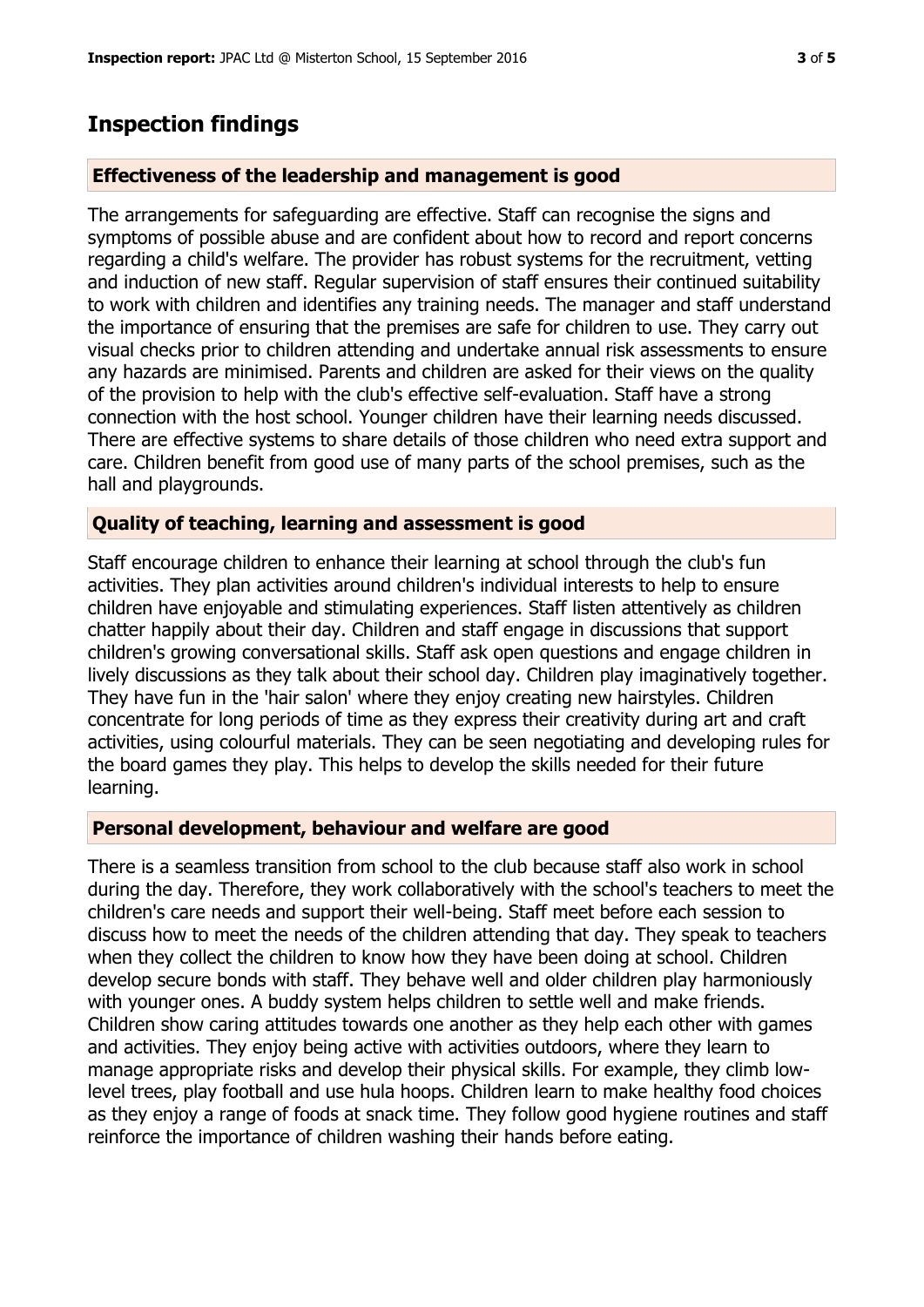# Inspection findings

### Effectiveness of the leadership and management is good

The arrangements for safeguarding are effective. Staff can recognise the signs and symptoms of possible abuse and are confident about how to record and report concerns regarding a child's welfare. The provider has robust systems for the recruitment, vetting and induction of new staff. Regular supervision of staff ensures their continued suitability to work with children and identifies any training needs. The manager and staff understand the importance of ensuring that the premises are safe for children to use. They carry out visual checks prior to children attending and undertake annual risk assessments to ensure any hazards are minimised. Parents and children are asked for their views on the quality of the provision to help with the club's effective self-evaluation. Staff have a strong connection with the host school. Younger children have their learning needs discussed. There are effective systems to share details of those children who need extra support and care. Children benefit from good use of many parts of the school premises, such as the hall and playgrounds.

### Quality of teaching, learning and assessment is good

Staff encourage children to enhance their learning at school through the club's fun activities. They plan activities around children's individual interests to help to ensure children have enjoyable and stimulating experiences. Staff listen attentively as children chatter happily about their day. Children and staff engage in discussions that support children's growing conversational skills. Staff ask open questions and engage children in lively discussions as they talk about their school day. Children play imaginatively together. They have fun in the 'hair salon' where they enjoy creating new hairstyles. Children concentrate for long periods of time as they express their creativity during art and craft activities, using colourful materials. They can be seen negotiating and developing rules for the board games they play. This helps to develop the skills needed for their future learning.

### Personal development, behaviour and welfare are good

There is a seamless transition from school to the club because staff also work in school during the day. Therefore, they work collaboratively with the school's teachers to meet the children's care needs and support their well-being. Staff meet before each session to discuss how to meet the needs of the children attending that day. They speak to teachers when they collect the children to know how they have been doing at school. Children develop secure bonds with staff. They behave well and older children play harmoniously with younger ones. A buddy system helps children to settle well and make friends. Children show caring attitudes towards one another as they help each other with games and activities. They enjoy being active with activities outdoors, where they learn to manage appropriate risks and develop their physical skills. For example, they climb low-level trees, play football and use hula hoops. Children learn to make healthy food choices as they enjoy a range of foods at snack time. They follow good hygiene routines and staff reinforce the importance of children washing their hands before eating.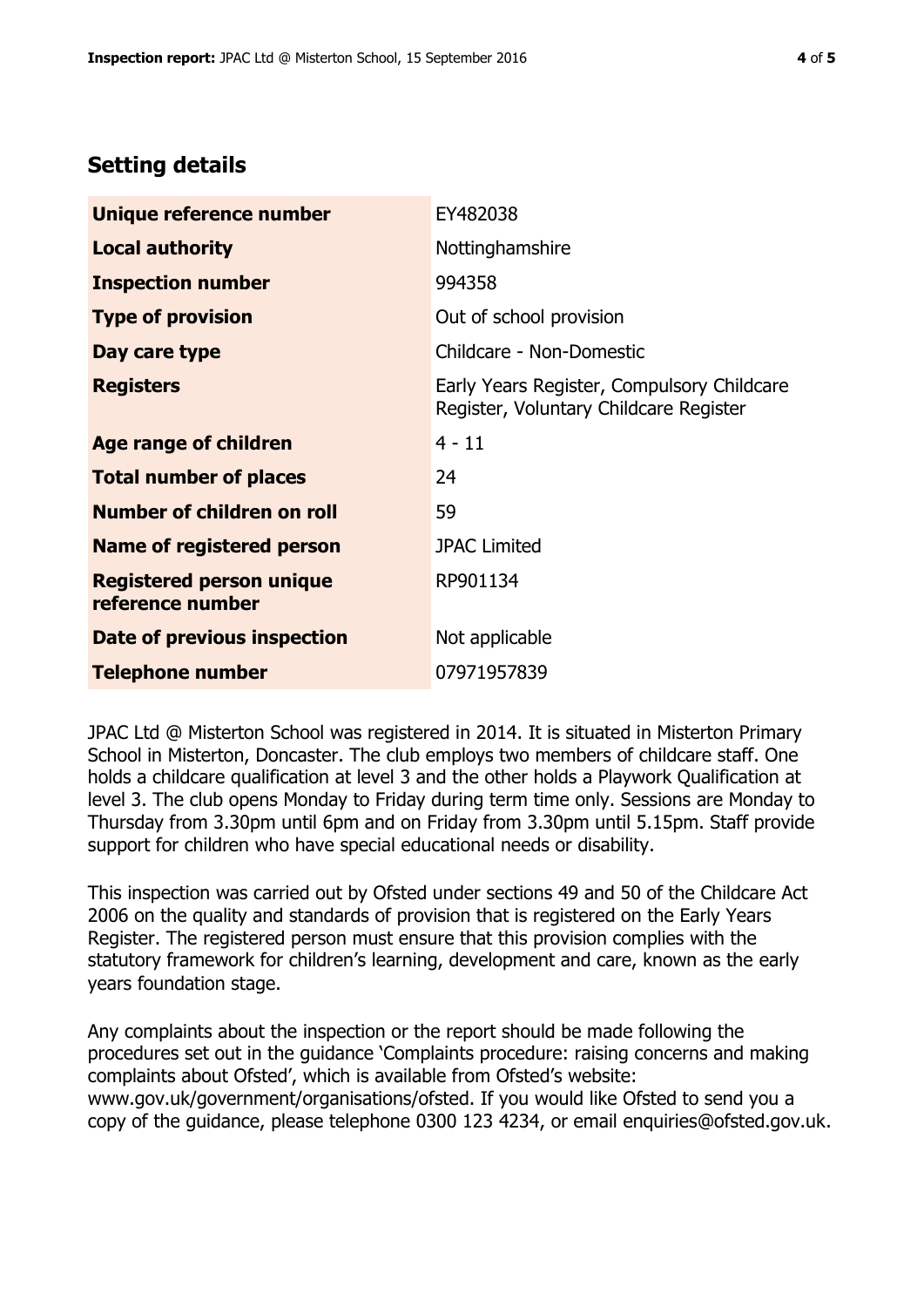## Setting details

| | |
|---|---|
| **Unique reference number** | EY482038 |
| **Local authority** | Nottinghamshire |
| **Inspection number** | 994358 |
| **Type of provision** | Out of school provision |
| **Day care type** | Childcare - Non-Domestic |
| **Registers** | Early Years Register, Compulsory Childcare Register, Voluntary Childcare Register |
| **Age range of children** | 4 - 11 |
| **Total number of places** | 24 |
| **Number of children on roll** | 59 |
| **Name of registered person** | JPAC Limited |
| **Registered person unique reference number** | RP901134 |
| **Date of previous inspection** | Not applicable |
| **Telephone number** | 07971957839 |

JPAC Ltd @ Misterton School was registered in 2014. It is situated in Misterton Primary School in Misterton, Doncaster. The club employs two members of childcare staff. One holds a childcare qualification at level 3 and the other holds a Playwork Qualification at level 3. The club opens Monday to Friday during term time only. Sessions are Monday to Thursday from 3.30pm until 6pm and on Friday from 3.30pm until 5.15pm. Staff provide support for children who have special educational needs or disability.

This inspection was carried out by Ofsted under sections 49 and 50 of the Childcare Act 2006 on the quality and standards of provision that is registered on the Early Years Register. The registered person must ensure that this provision complies with the statutory framework for children's learning, development and care, known as the early years foundation stage.

Any complaints about the inspection or the report should be made following the procedures set out in the guidance 'Complaints procedure: raising concerns and making complaints about Ofsted', which is available from Ofsted's website: www.gov.uk/government/organisations/ofsted. If you would like Ofsted to send you a copy of the guidance, please telephone 0300 123 4234, or email enquiries@ofsted.gov.uk.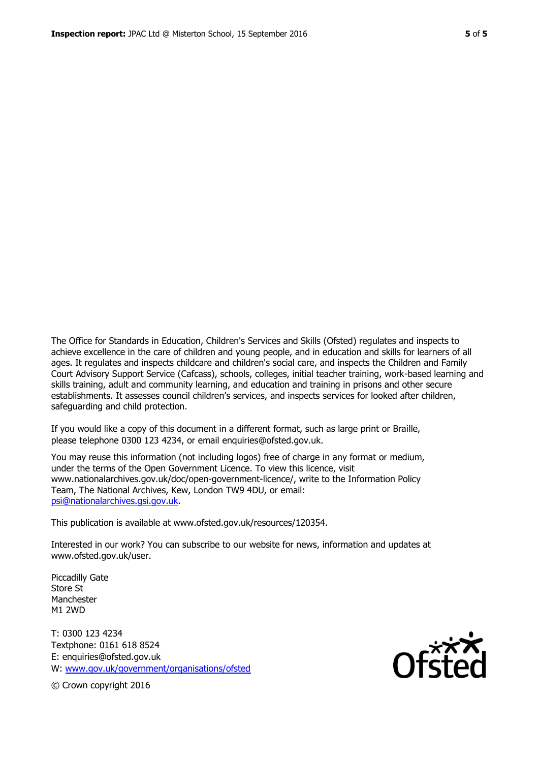The Office for Standards in Education, Children's Services and Skills (Ofsted) regulates and inspects to achieve excellence in the care of children and young people, and in education and skills for learners of all ages. It regulates and inspects childcare and children's social care, and inspects the Children and Family Court Advisory Support Service (Cafcass), schools, colleges, initial teacher training, work-based learning and skills training, adult and community learning, and education and training in prisons and other secure establishments. It assesses council children's services, and inspects services for looked after children, safeguarding and child protection.

If you would like a copy of this document in a different format, such as large print or Braille, please telephone 0300 123 4234, or email enquiries@ofsted.gov.uk.

You may reuse this information (not including logos) free of charge in any format or medium, under the terms of the Open Government Licence. To view this licence, visit www.nationalarchives.gov.uk/doc/open-government-licence/, write to the Information Policy Team, The National Archives, Kew, London TW9 4DU, or email: psi@nationalarchives.gsi.gov.uk.

This publication is available at www.ofsted.gov.uk/resources/120354.

Interested in our work? You can subscribe to our website for news, information and updates at www.ofsted.gov.uk/user.

Piccadilly Gate  
Store St  
Manchester  
M1 2WD

T: 0300 123 4234  
Textphone: 0161 618 8524  
E: enquiries@ofsted.gov.uk  
W: www.gov.uk/government/organisations/ofsted

© Crown copyright 2016